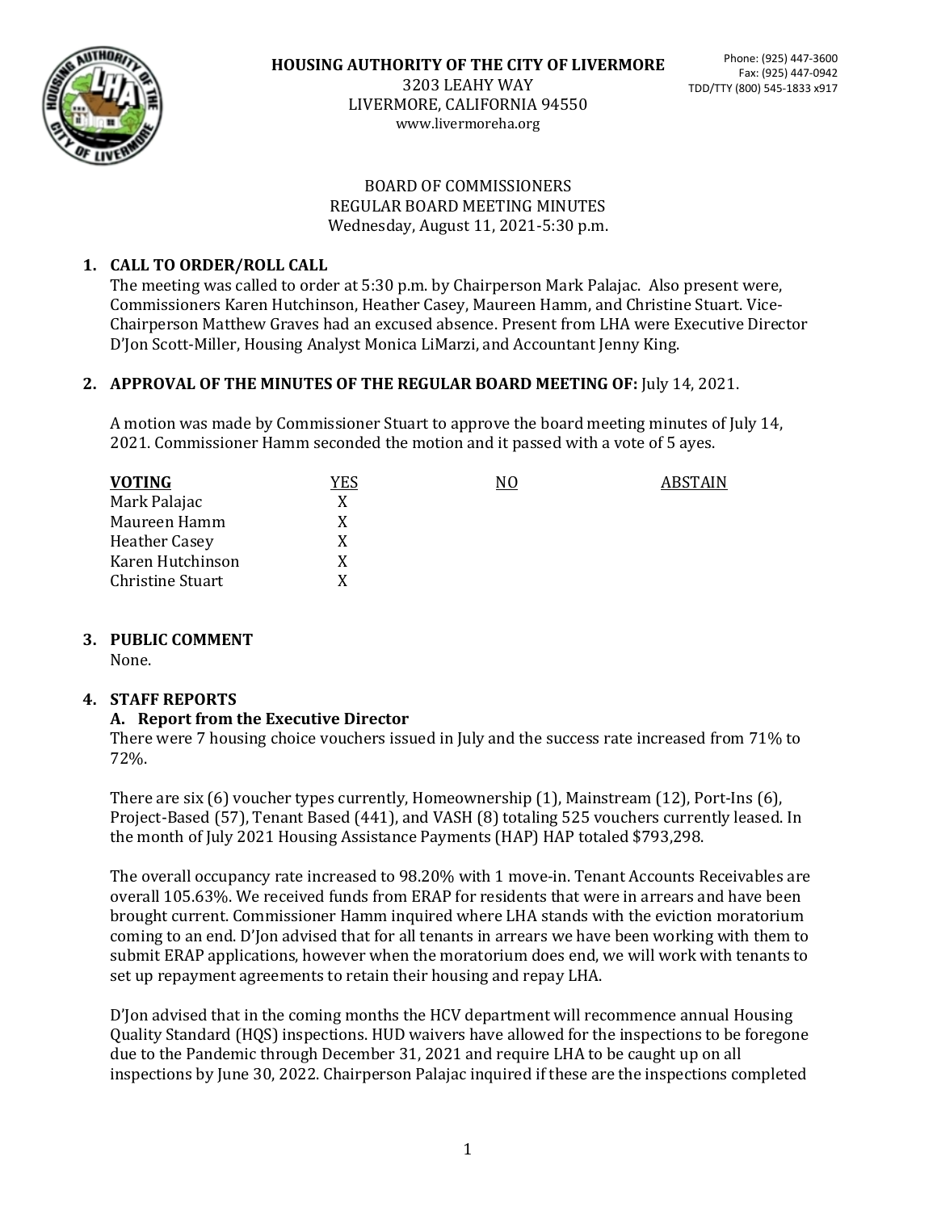**HOUSING AUTHORITY OF THE CITY OF LIVERMORE**
3203 LEAHY WAY
LIVERMORE, CALIFORNIA 94550
www.livermoreha.org

Phone: (925) 447-3600
Fax: (925) 447-0942
TDD/TTY (800) 545-1833 x917

BOARD OF COMMISSIONERS
REGULAR BOARD MEETING MINUTES
Wednesday, August 11, 2021-5:30 p.m.

**1. CALL TO ORDER/ROLL CALL**

The meeting was called to order at 5:30 p.m. by Chairperson Mark Palajac. Also present were, Commissioners Karen Hutchinson, Heather Casey, Maureen Hamm, and Christine Stuart. Vice-Chairperson Matthew Graves had an excused absence. Present from LHA were Executive Director D'Jon Scott-Miller, Housing Analyst Monica LiMarzi, and Accountant Jenny King.

**2. APPROVAL OF THE MINUTES OF THE REGULAR BOARD MEETING OF:** July 14, 2021.

A motion was made by Commissioner Stuart to approve the board meeting minutes of July 14, 2021. Commissioner Hamm seconded the motion and it passed with a vote of 5 ayes.

| VOTING | YES | NO | ABSTAIN |
|---|---|---|---|
| Mark Palajac | X | | |
| Maureen Hamm | X | | |
| Heather Casey | X | | |
| Karen Hutchinson | X | | |
| Christine Stuart | X | | |

**3. PUBLIC COMMENT**

None.

**4. STAFF REPORTS**

**A. Report from the Executive Director**

There were 7 housing choice vouchers issued in July and the success rate increased from 71% to 72%.

There are six (6) voucher types currently, Homeownership (1), Mainstream (12), Port-Ins (6), Project-Based (57), Tenant Based (441), and VASH (8) totaling 525 vouchers currently leased. In the month of July 2021 Housing Assistance Payments (HAP) HAP totaled $793,298.

The overall occupancy rate increased to 98.20% with 1 move-in. Tenant Accounts Receivables are overall 105.63%. We received funds from ERAP for residents that were in arrears and have been brought current. Commissioner Hamm inquired where LHA stands with the eviction moratorium coming to an end. D'Jon advised that for all tenants in arrears we have been working with them to submit ERAP applications, however when the moratorium does end, we will work with tenants to set up repayment agreements to retain their housing and repay LHA.

D'Jon advised that in the coming months the HCV department will recommence annual Housing Quality Standard (HQS) inspections. HUD waivers have allowed for the inspections to be foregone due to the Pandemic through December 31, 2021 and require LHA to be caught up on all inspections by June 30, 2022. Chairperson Palajac inquired if these are the inspections completed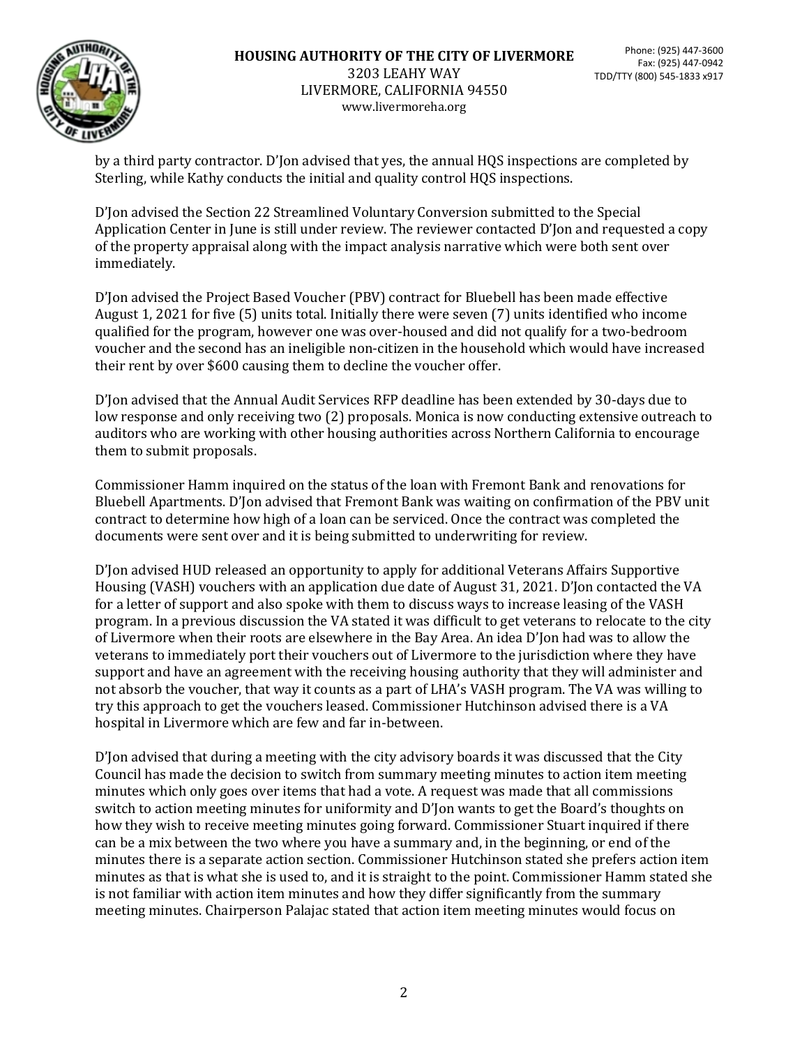by a third party contractor. D'Jon advised that yes, the annual HQS inspections are completed by Sterling, while Kathy conducts the initial and quality control HQS inspections.

D'Jon advised the Section 22 Streamlined Voluntary Conversion submitted to the Special Application Center in June is still under review. The reviewer contacted D'Jon and requested a copy of the property appraisal along with the impact analysis narrative which were both sent over immediately.

D'Jon advised the Project Based Voucher (PBV) contract for Bluebell has been made effective August 1, 2021 for five (5) units total. Initially there were seven (7) units identified who income qualified for the program, however one was over-housed and did not qualify for a two-bedroom voucher and the second has an ineligible non-citizen in the household which would have increased their rent by over $600 causing them to decline the voucher offer.

D'Jon advised that the Annual Audit Services RFP deadline has been extended by 30-days due to low response and only receiving two (2) proposals. Monica is now conducting extensive outreach to auditors who are working with other housing authorities across Northern California to encourage them to submit proposals.

Commissioner Hamm inquired on the status of the loan with Fremont Bank and renovations for Bluebell Apartments. D'Jon advised that Fremont Bank was waiting on confirmation of the PBV unit contract to determine how high of a loan can be serviced. Once the contract was completed the documents were sent over and it is being submitted to underwriting for review.

D'Jon advised HUD released an opportunity to apply for additional Veterans Affairs Supportive Housing (VASH) vouchers with an application due date of August 31, 2021. D'Jon contacted the VA for a letter of support and also spoke with them to discuss ways to increase leasing of the VASH program. In a previous discussion the VA stated it was difficult to get veterans to relocate to the city of Livermore when their roots are elsewhere in the Bay Area. An idea D'Jon had was to allow the veterans to immediately port their vouchers out of Livermore to the jurisdiction where they have support and have an agreement with the receiving housing authority that they will administer and not absorb the voucher, that way it counts as a part of LHA's VASH program. The VA was willing to try this approach to get the vouchers leased. Commissioner Hutchinson advised there is a VA hospital in Livermore which are few and far in-between.

D'Jon advised that during a meeting with the city advisory boards it was discussed that the City Council has made the decision to switch from summary meeting minutes to action item meeting minutes which only goes over items that had a vote. A request was made that all commissions switch to action meeting minutes for uniformity and D'Jon wants to get the Board's thoughts on how they wish to receive meeting minutes going forward. Commissioner Stuart inquired if there can be a mix between the two where you have a summary and, in the beginning, or end of the minutes there is a separate action section. Commissioner Hutchinson stated she prefers action item minutes as that is what she is used to, and it is straight to the point. Commissioner Hamm stated she is not familiar with action item minutes and how they differ significantly from the summary meeting minutes. Chairperson Palajac stated that action item meeting minutes would focus on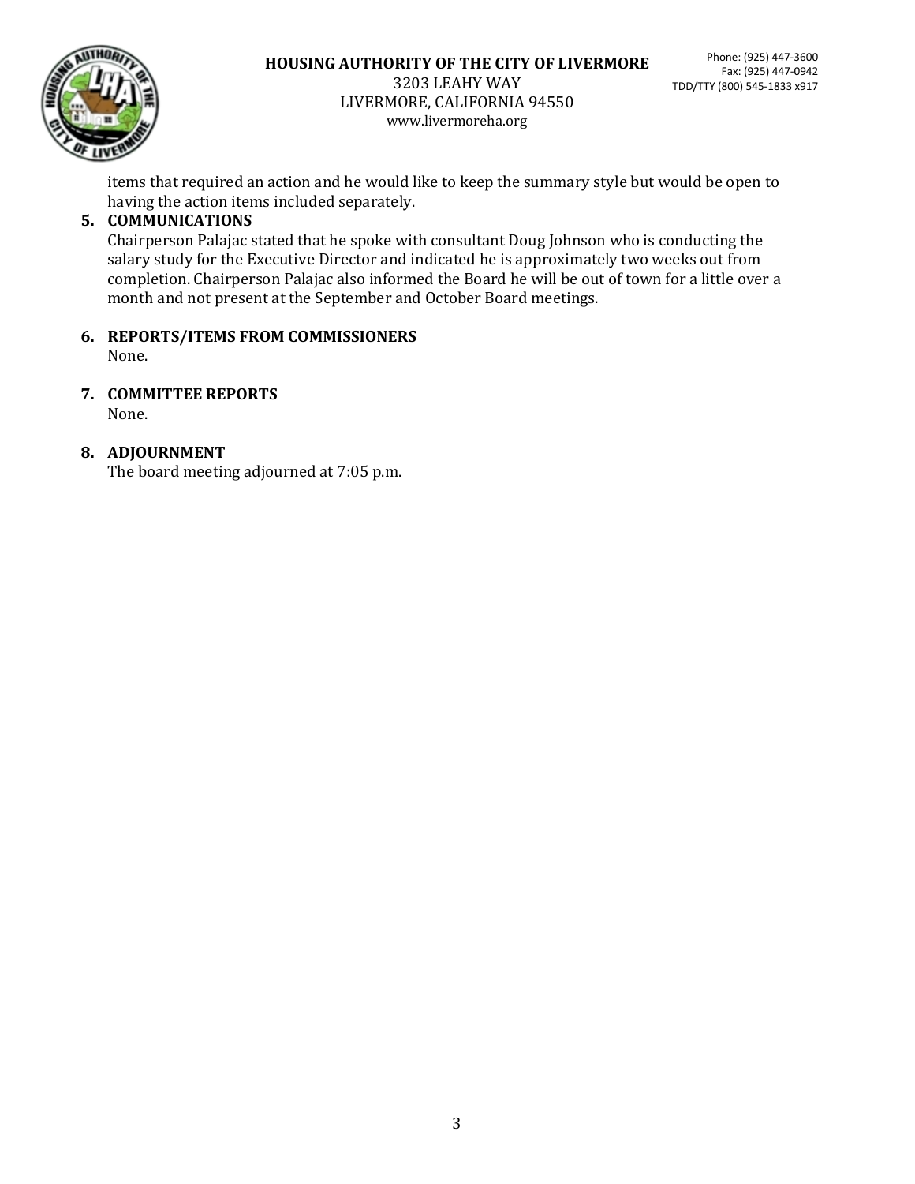items that required an action and he would like to keep the summary style but would be open to having the action items included separately.

5. **COMMUNICATIONS**
   Chairperson Palajac stated that he spoke with consultant Doug Johnson who is conducting the salary study for the Executive Director and indicated he is approximately two weeks out from completion. Chairperson Palajac also informed the Board he will be out of town for a little over a month and not present at the September and October Board meetings.

6. **REPORTS/ITEMS FROM COMMISSIONERS**
   None.

7. **COMMITTEE REPORTS**
   None.

8. **ADJOURNMENT**
   The board meeting adjourned at 7:05 p.m.